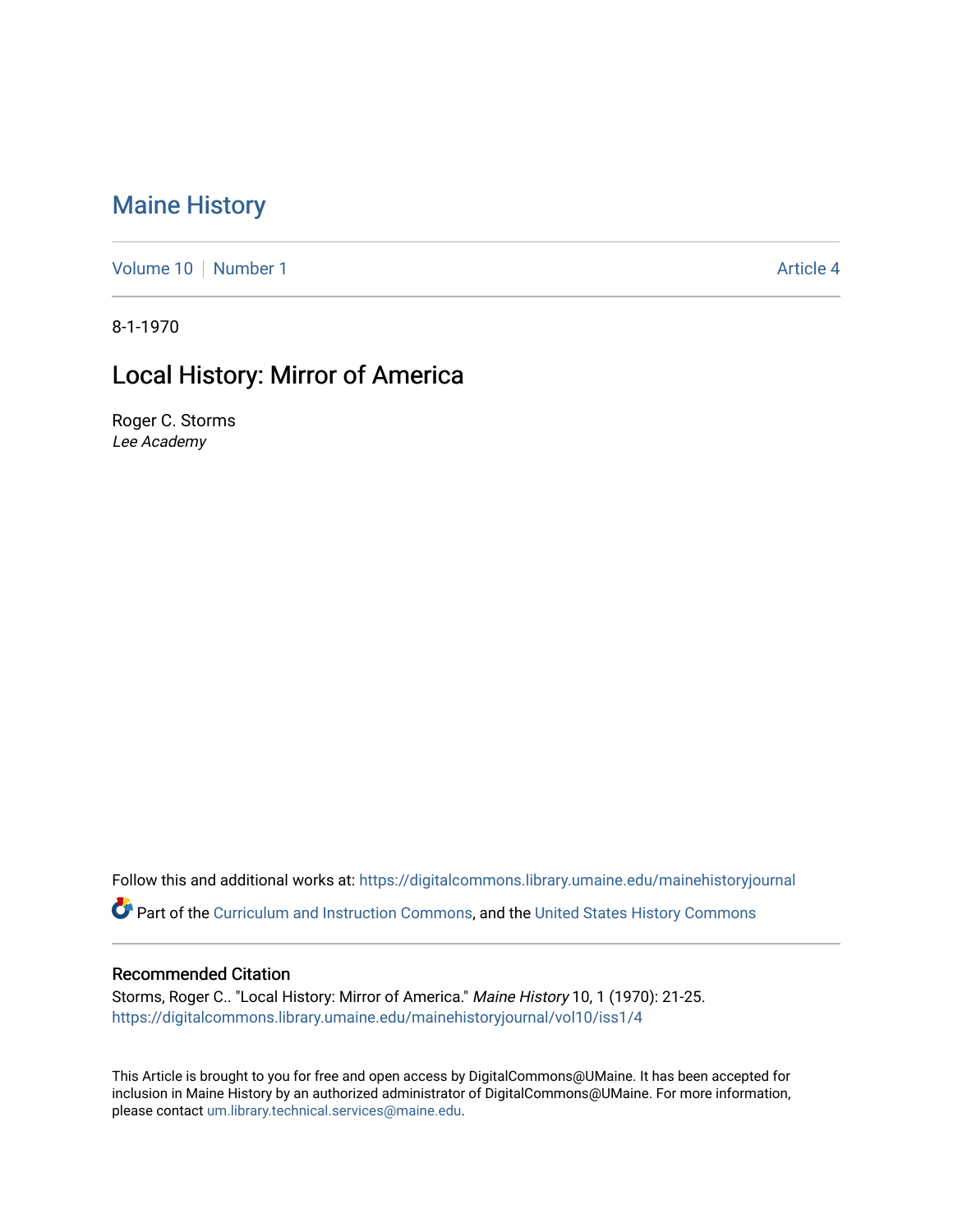# Maine History

Volume 10 | Number 1 | Article 4

8-1-1970

## Local History: Mirror of America

Roger C. Storms
*Lee Academy*

Follow this and additional works at: https://digitalcommons.library.umaine.edu/mainehistoryjournal

Part of the Curriculum and Instruction Commons, and the United States History Commons

### Recommended Citation

Storms, Roger C.. "Local History: Mirror of America." *Maine History* 10, 1 (1970): 21-25.
https://digitalcommons.library.umaine.edu/mainehistoryjournal/vol10/iss1/4

This Article is brought to you for free and open access by DigitalCommons@UMaine. It has been accepted for inclusion in Maine History by an authorized administrator of DigitalCommons@UMaine. For more information, please contact um.library.technical.services@maine.edu.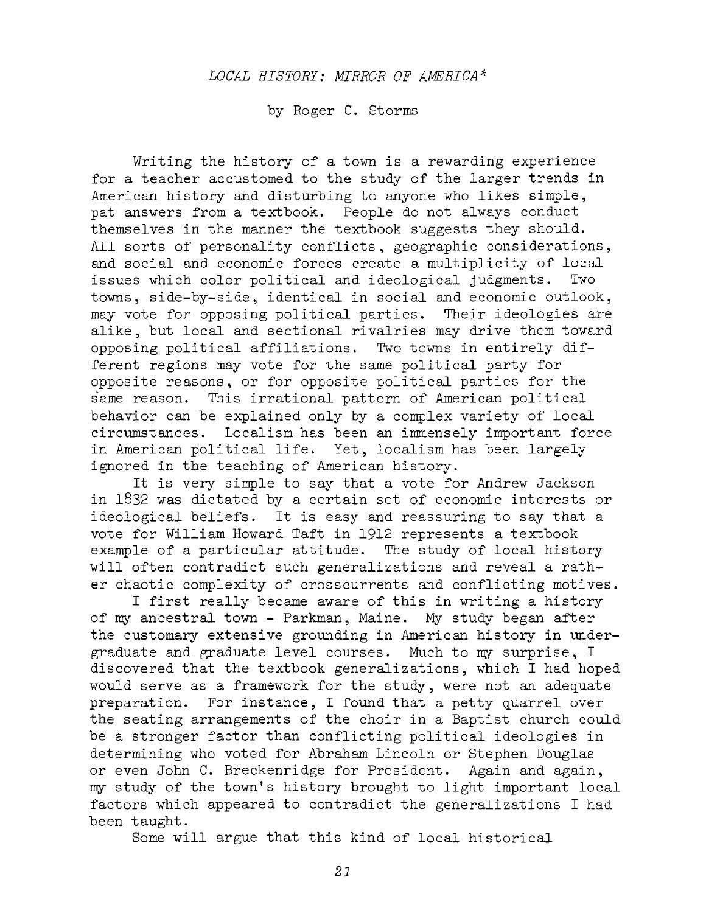## *LOCAL HISTORY: MIRROR OF AMERICA**

by Roger C. Storms

Writing the history of a town is a rewarding experience for a teacher accustomed to the study of the larger trends in American history and disturbing to anyone who likes simple, pat answers from a textbook. People do not always conduct themselves in the manner the textbook suggests they should. All sorts of personality conflicts, geographic considerations, and social and economic forces create a multiplicity of local issues which color political and ideological judgments. Two towns, side-by-side, identical in social and economic outlook, may vote for opposing political parties. Their ideologies are alike, but local and sectional rivalries may drive them toward opposing political affiliations. Two towns in entirely different regions may vote for the same political party for opposite reasons, or for opposite political parties for the same reason. This irrational pattern of American political behavior can be explained only by a complex variety of local circumstances. Localism has been an immensely important force in American political life. Yet, localism has been largely ignored in the teaching of American history.

It is very simple to say that a vote for Andrew Jackson in 1832 was dictated by a certain set of economic interests or ideological beliefs. It is easy and reassuring to say that a vote for William Howard Taft in 1912 represents a textbook example of a particular attitude. The study of local history will often contradict such generalizations and reveal a rather chaotic complexity of crosscurrents and conflicting motives.

I first really became aware of this in writing a history of my ancestral town - Parkman, Maine. My study began after the customary extensive grounding in American history in undergraduate and graduate level courses. Much to my surprise, I discovered that the textbook generalizations, which I had hoped would serve as a framework for the study, were not an adequate preparation. For instance, I found that a petty quarrel over the seating arrangements of the choir in a Baptist church could be a stronger factor than conflicting political ideologies in determining who voted for Abraham Lincoln or Stephen Douglas or even John C. Breckenridge for President. Again and again, my study of the town's history brought to light important local factors which appeared to contradict the generalizations I had been taught.

Some will argue that this kind of local historical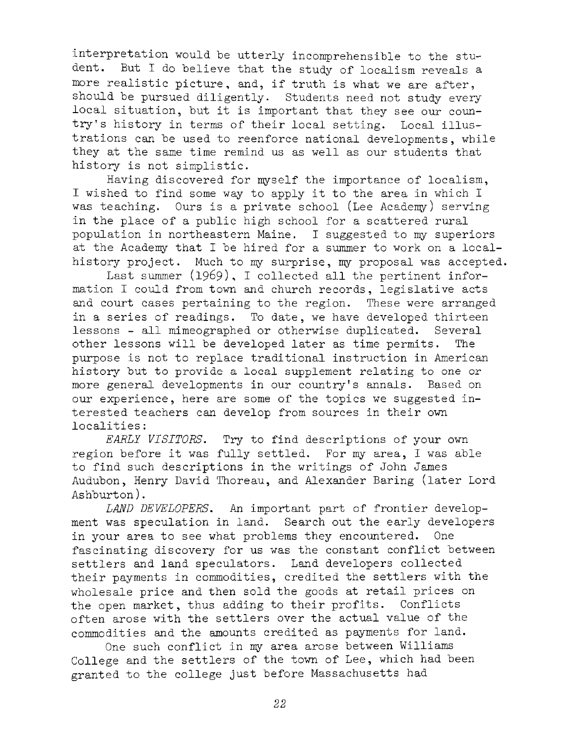interpretation would be utterly incomprehensible to the student. But I do believe that the study of localism reveals a more realistic picture, and, if truth is what we are after, should be pursued diligently. Students need not study every local situation, but it is important that they see our country's history in terms of their local setting. Local illustrations can be used to reenforce national developments, while they at the same time remind us as well as our students that history is not simplistic.

Having discovered for myself the importance of localism, I wished to find some way to apply it to the area in which I was teaching. Ours is a private school (Lee Academy) serving in the place of a public high school for a scattered rural population in northeastern Maine. I suggested to my superiors at the Academy that I be hired for a summer to work on a local-history project. Much to my surprise, my proposal was accepted.

Last summer (1969), I collected all the pertinent information I could from town and church records, legislative acts and court cases pertaining to the region. These were arranged in a series of readings. To date, we have developed thirteen lessons - all mimeographed or otherwise duplicated. Several other lessons will be developed later as time permits. The purpose is not to replace traditional instruction in American history but to provide a local supplement relating to one or more general developments in our country's annals. Based on our experience, here are some of the topics we suggested interested teachers can develop from sources in their own localities:

*EARLY VISITORS*. Try to find descriptions of your own region before it was fully settled. For my area, I was able to find such descriptions in the writings of John James Audubon, Henry David Thoreau, and Alexander Baring (later Lord Ashburton).

*LAND DEVELOPERS*. An important part of frontier development was speculation in land. Search out the early developers in your area to see what problems they encountered. One fascinating discovery for us was the constant conflict between settlers and land speculators. Land developers collected their payments in commodities, credited the settlers with the wholesale price and then sold the goods at retail prices on the open market, thus adding to their profits. Conflicts often arose with the settlers over the actual value of the commodities and the amounts credited as payments for land.

One such conflict in my area arose between Williams College and the settlers of the town of Lee, which had been granted to the college just before Massachusetts had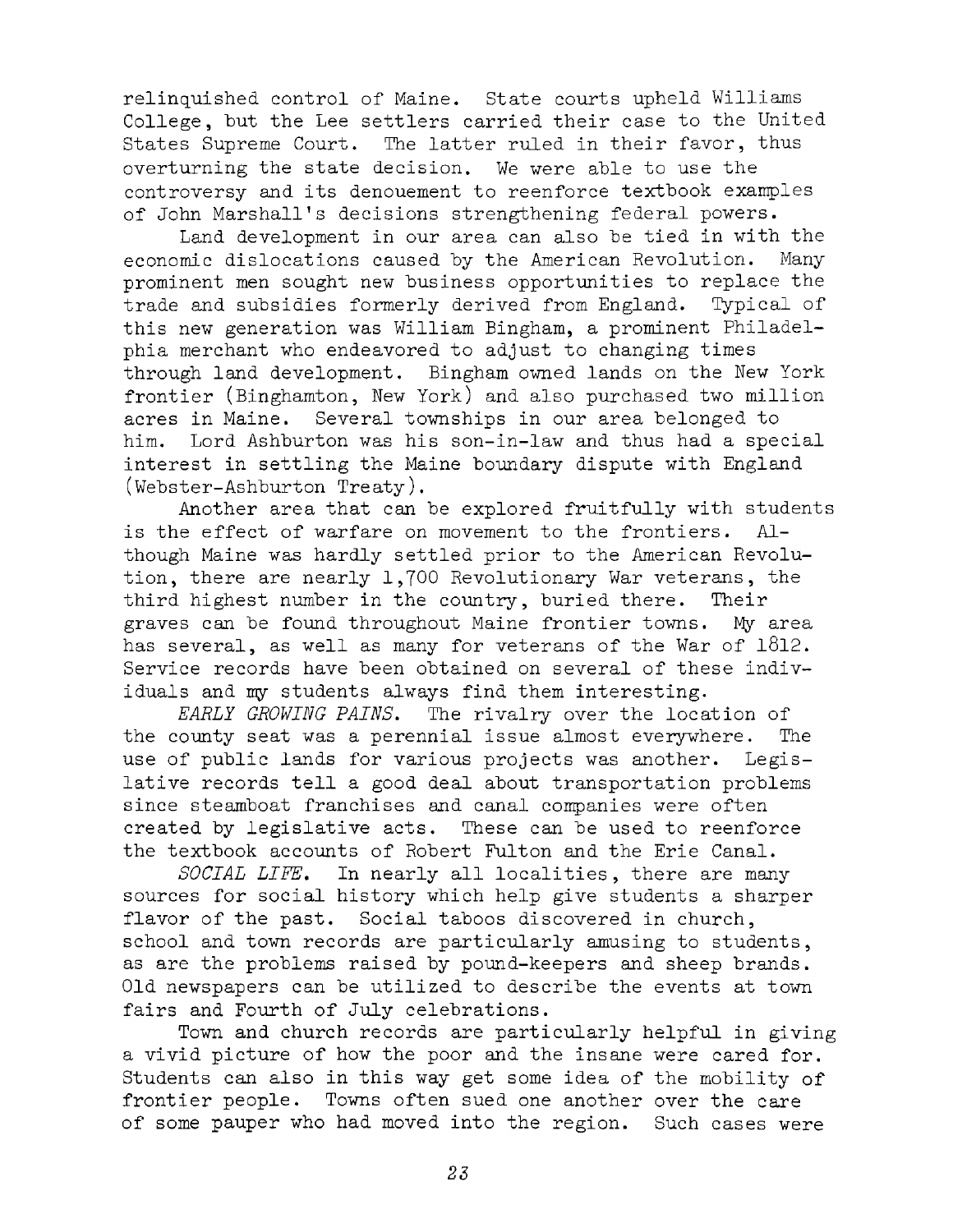relinquished control of Maine. State courts upheld Williams College, but the Lee settlers carried their case to the United States Supreme Court. The latter ruled in their favor, thus overturning the state decision. We were able to use the controversy and its denouement to reenforce textbook examples of John Marshall's decisions strengthening federal powers.

Land development in our area can also be tied in with the economic dislocations caused by the American Revolution. Many prominent men sought new business opportunities to replace the trade and subsidies formerly derived from England. Typical of this new generation was William Bingham, a prominent Philadelphia merchant who endeavored to adjust to changing times through land development. Bingham owned lands on the New York frontier (Binghamton, New York) and also purchased two million acres in Maine. Several townships in our area belonged to him. Lord Ashburton was his son-in-law and thus had a special interest in settling the Maine boundary dispute with England (Webster-Ashburton Treaty).

Another area that can be explored fruitfully with students is the effect of warfare on movement to the frontiers. Although Maine was hardly settled prior to the American Revolution, there are nearly 1,700 Revolutionary War veterans, the third highest number in the country, buried there. Their graves can be found throughout Maine frontier towns. My area has several, as well as many for veterans of the War of 1812. Service records have been obtained on several of these individuals and my students always find them interesting.

*EARLY GROWING PAINS.* The rivalry over the location of the county seat was a perennial issue almost everywhere. The use of public lands for various projects was another. Legislative records tell a good deal about transportation problems since steamboat franchises and canal companies were often created by legislative acts. These can be used to reenforce the textbook accounts of Robert Fulton and the Erie Canal.

*SOCIAL LIFE.* In nearly all localities, there are many sources for social history which help give students a sharper flavor of the past. Social taboos discovered in church, school and town records are particularly amusing to students, as are the problems raised by pound-keepers and sheep brands. Old newspapers can be utilized to describe the events at town fairs and Fourth of July celebrations.

Town and church records are particularly helpful in giving a vivid picture of how the poor and the insane were cared for. Students can also in this way get some idea of the mobility of frontier people. Towns often sued one another over the care of some pauper who had moved into the region. Such cases were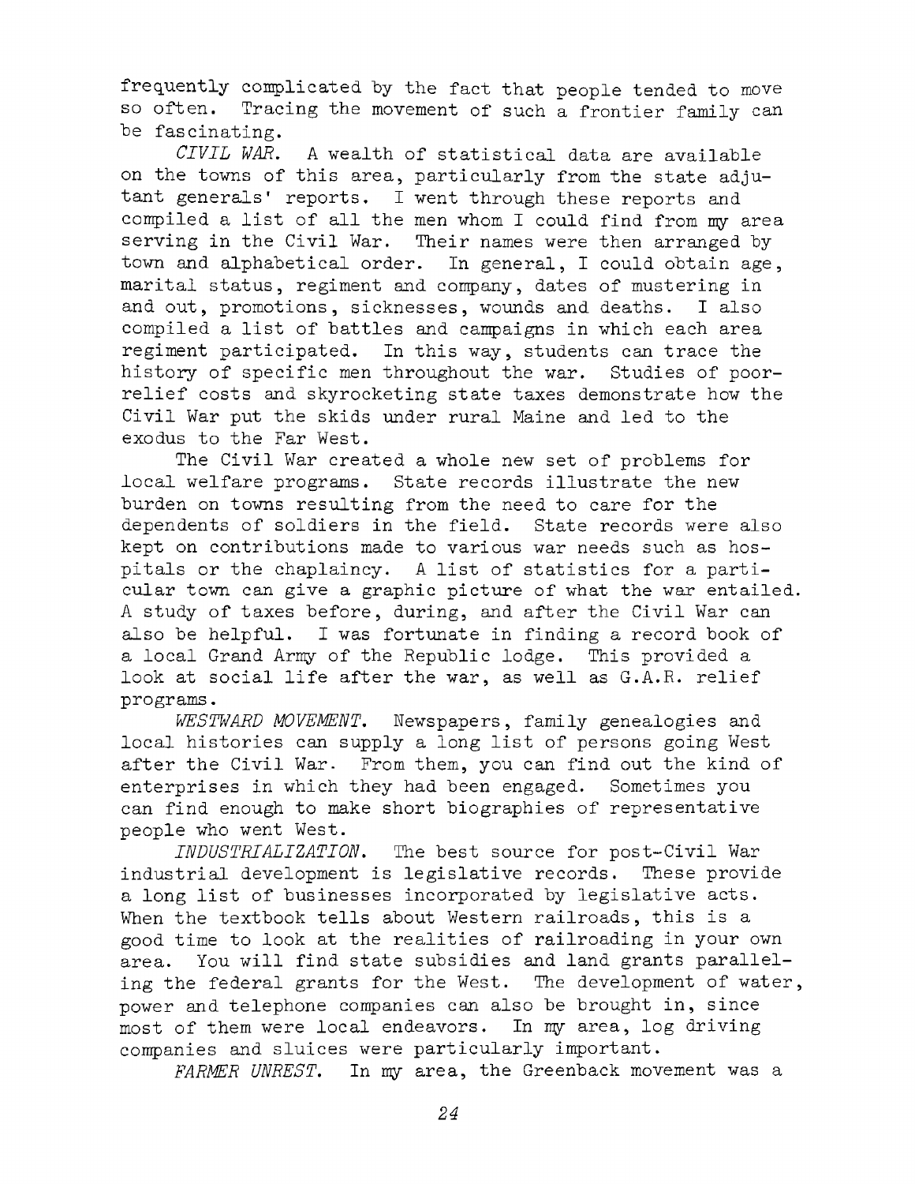frequently complicated by the fact that people tended to move so often. Tracing the movement of such a frontier family can be fascinating.

*CIVIL WAR.* A wealth of statistical data are available on the towns of this area, particularly from the state adjutant generals' reports. I went through these reports and compiled a list of all the men whom I could find from my area serving in the Civil War. Their names were then arranged by town and alphabetical order. In general, I could obtain age, marital status, regiment and company, dates of mustering in and out, promotions, sicknesses, wounds and deaths. I also compiled a list of battles and campaigns in which each area regiment participated. In this way, students can trace the history of specific men throughout the war. Studies of poor-relief costs and skyrocketing state taxes demonstrate how the Civil War put the skids under rural Maine and led to the exodus to the Far West.

The Civil War created a whole new set of problems for local welfare programs. State records illustrate the new burden on towns resulting from the need to care for the dependents of soldiers in the field. State records were also kept on contributions made to various war needs such as hospitals or the chaplaincy. A list of statistics for a particular town can give a graphic picture of what the war entailed. A study of taxes before, during, and after the Civil War can also be helpful. I was fortunate in finding a record book of a local Grand Army of the Republic lodge. This provided a look at social life after the war, as well as G.A.R. relief programs.

*WESTWARD MOVEMENT.* Newspapers, family genealogies and local histories can supply a long list of persons going West after the Civil War. From them, you can find out the kind of enterprises in which they had been engaged. Sometimes you can find enough to make short biographies of representative people who went West.

*INDUSTRIALIZATION.* The best source for post-Civil War industrial development is legislative records. These provide a long list of businesses incorporated by legislative acts. When the textbook tells about Western railroads, this is a good time to look at the realities of railroading in your own area. You will find state subsidies and land grants paralleling the federal grants for the West. The development of water, power and telephone companies can also be brought in, since most of them were local endeavors. In my area, log driving companies and sluices were particularly important.

*FARMER UNREST.* In my area, the Greenback movement was a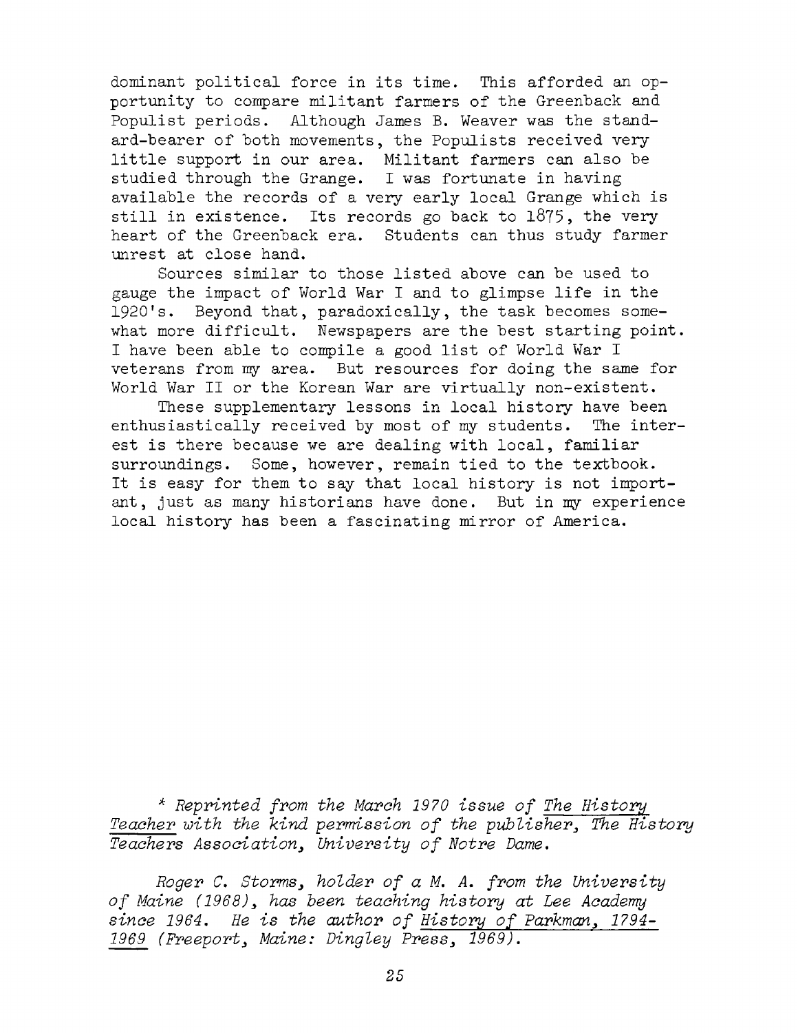dominant political force in its time. This afforded an opportunity to compare militant farmers of the Greenback and Populist periods. Although James B. Weaver was the standard-bearer of both movements, the Populists received very little support in our area. Militant farmers can also be studied through the Grange. I was fortunate in having available the records of a very early local Grange which is still in existence. Its records go back to 1875, the very heart of the Greenback era. Students can thus study farmer unrest at close hand.

Sources similar to those listed above can be used to gauge the impact of World War I and to glimpse life in the 1920's. Beyond that, paradoxically, the task becomes somewhat more difficult. Newspapers are the best starting point. I have been able to compile a good list of World War I veterans from my area. But resources for doing the same for World War II or the Korean War are virtually non-existent.

These supplementary lessons in local history have been enthusiastically received by most of my students. The interest is there because we are dealing with local, familiar surroundings. Some, however, remain tied to the textbook. It is easy for them to say that local history is not important, just as many historians have done. But in my experience local history has been a fascinating mirror of America.

\* *Reprinted from the March 1970 issue of The History Teacher with the kind permission of the publisher, The History Teachers Association, University of Notre Dame.*

*Roger C. Storms, holder of a M. A. from the University of Maine (1968), has been teaching history at Lee Academy since 1964. He is the author of History of Parkman, 1794-1969 (Freeport, Maine: Dingley Press, 1969).*